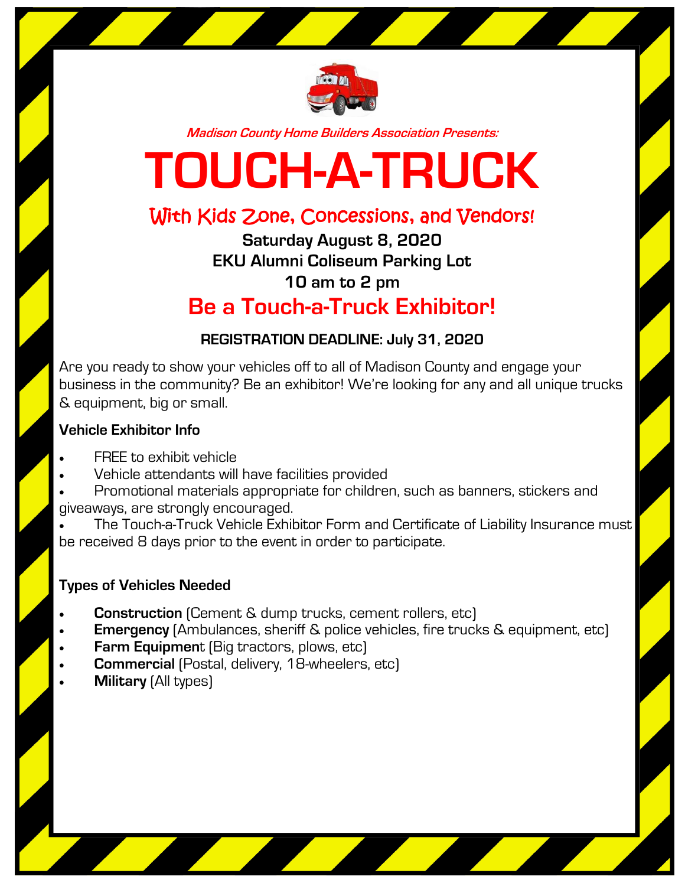*Madison County Home Builders Association Presents:*

# TOUCH-A-TRUCK

## With Kids Zone, Concessions, and Vendors!

**Saturday August 8, 2020**

**EKU Alumni Coliseum Parking Lot**

**10 am to 2 pm**

## Be a Touch-a-Truck Exhibitor!

**REGISTRATION DEADLINE: July 31, 2020**

Are you ready to show your vehicles off to all of Madison County and engage your business in the community? Be an exhibitor! We're looking for any and all unique trucks & equipment, big or small.

**Vehicle Exhibitor Info**

- FREE to exhibit vehicle
- Vehicle attendants will have facilities provided
- Promotional materials appropriate for children, such as banners, stickers and giveaways, are strongly encouraged.
- The Touch-a-Truck Vehicle Exhibitor Form and Certificate of Liability Insurance must be received 8 days prior to the event in order to participate.

**Types of Vehicles Needed**

- **Construction** (Cement & dump trucks, cement rollers, etc)
- **Emergency** (Ambulances, sheriff & police vehicles, fire trucks & equipment, etc)
- **Farm Equipment** (Big tractors, plows, etc)
- **Commercial** (Postal, delivery, 18-wheelers, etc)
- **Military** (All types)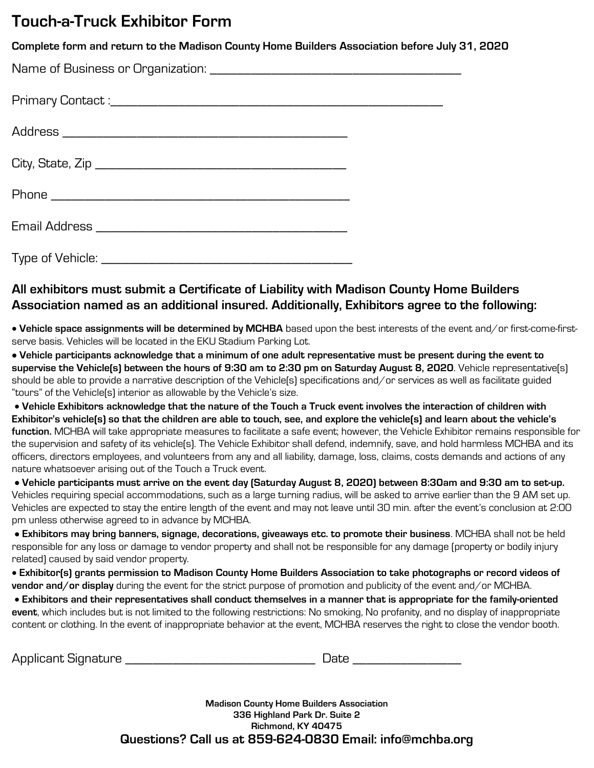# Touch-a-Truck Exhibitor Form

**Complete form and return to the Madison County Home Builders Association before July 31, 2020**

Name of Business or Organization: ________________________________________

Primary Contact :________________________________________________

Address ________________________________________

City, State, Zip ________________________________________

Phone ________________________________________

Email Address ________________________________________

Type of Vehicle: ________________________________________

## All exhibitors must submit a Certificate of Liability with Madison County Home Builders Association named as an additional insured. Additionally, Exhibitors agree to the following:

- **Vehicle space assignments will be determined by MCHBA** based upon the best interests of the event and/or first-come-first-serve basis. Vehicles will be located in the EKU Stadium Parking Lot.
- **Vehicle participants acknowledge that a minimum of one adult representative must be present during the event to supervise the Vehicle(s) between the hours of 9:30 am to 2:30 pm on Saturday August 8, 2020**. Vehicle representative(s) should be able to provide a narrative description of the Vehicle(s) specifications and/or services as well as facilitate guided "tours" of the Vehicle(s) interior as allowable by the Vehicle's size.
- **Vehicle Exhibitors acknowledge that the nature of the Touch a Truck event involves the interaction of children with Exhibitor's vehicle(s) so that the children are able to touch, see, and explore the vehicle(s) and learn about the vehicle's function.** MCHBA will take appropriate measures to facilitate a safe event; however, the Vehicle Exhibitor remains responsible for the supervision and safety of its vehicle(s). The Vehicle Exhibitor shall defend, indemnify, save, and hold harmless MCHBA and its officers, directors employees, and volunteers from any and all liability, damage, loss, claims, costs demands and actions of any nature whatsoever arising out of the Touch a Truck event.
- **Vehicle participants must arrive on the event day (Saturday August 8, 2020) between 8:30am and 9:30 am to set-up.** Vehicles requiring special accommodations, such as a large turning radius, will be asked to arrive earlier than the 9 AM set up. Vehicles are expected to stay the entire length of the event and may not leave until 30 min. after the event's conclusion at 2:00 pm unless otherwise agreed to in advance by MCHBA.
- **Exhibitors may bring banners, signage, decorations, giveaways etc. to promote their business**. MCHBA shall not be held responsible for any loss or damage to vendor property and shall not be responsible for any damage (property or bodily injury related) caused by said vendor property.
- **Exhibitor(s) grants permission to Madison County Home Builders Association to take photographs or record videos of vendor and/or display** during the event for the strict purpose of promotion and publicity of the event and/or MCHBA.
- **Exhibitors and their representatives shall conduct themselves in a manner that is appropriate for the family-oriented event**, which includes but is not limited to the following restrictions: No smoking, No profanity, and no display of inappropriate content or clothing. In the event of inappropriate behavior at the event, MCHBA reserves the right to close the vendor booth.

Applicant Signature ______________________________ Date ________________

**Madison County Home Builders Association**
**336 Highland Park Dr. Suite 2**
**Richmond, KY 40475**

**Questions? Call us at 859-624-0830 Email: info@mchba.org**